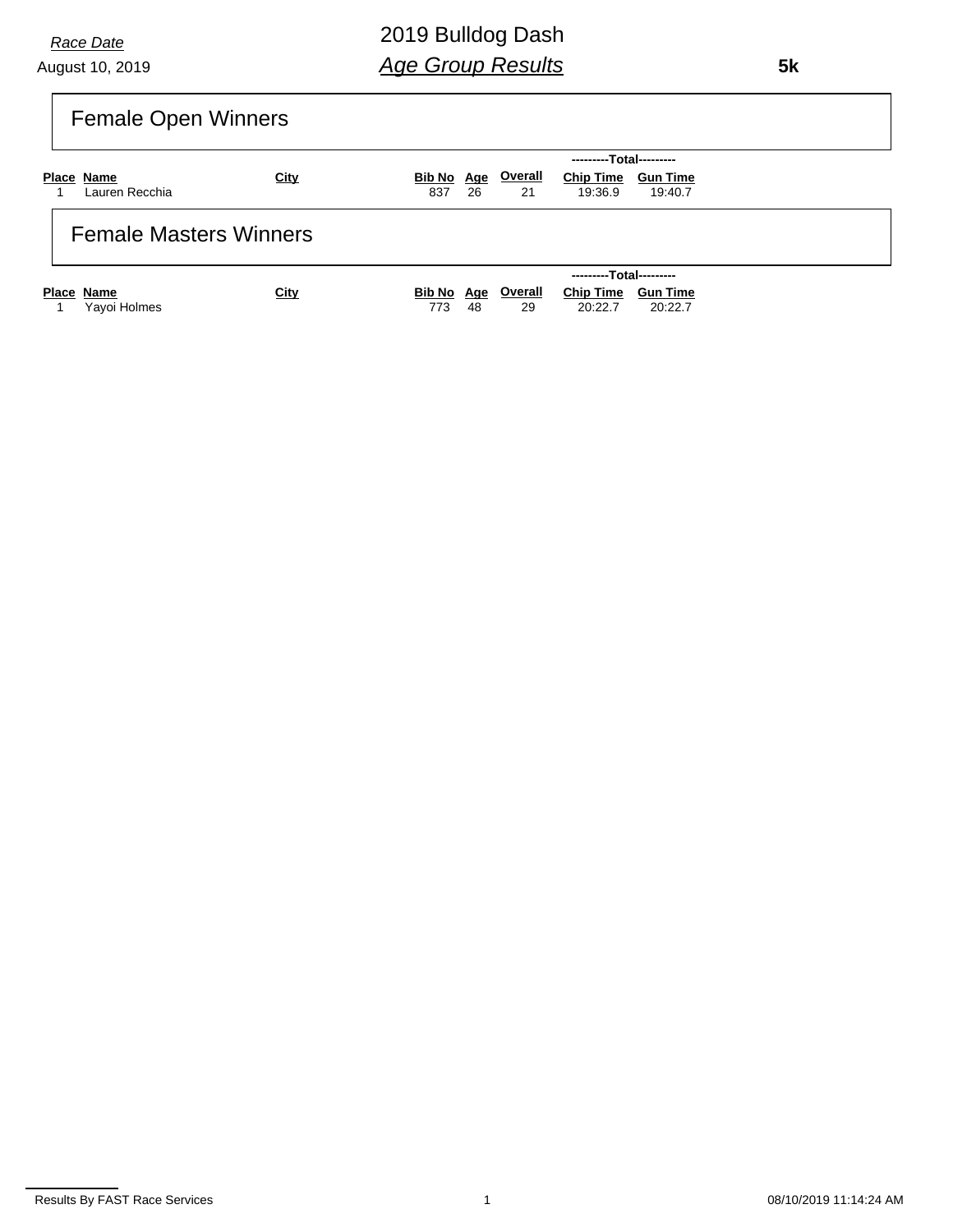*Race Date*

August 10, 2019

# 2019 Bulldog Dash

## *Age Group Results*

**5k**

### Female Open Winners

| Place | Name | City | Bib No | Age | Overall | Total Chip Time | Total Gun Time |
|---|---|---|---|---|---|---|---|
| 1 | Lauren Recchia | | 837 | 26 | 21 | 19:36.9 | 19:40.7 |

### Female Masters Winners

| Place | Name | City | Bib No | Age | Overall | Total Chip Time | Total Gun Time |
|---|---|---|---|---|---|---|---|
| 1 | Yayoi Holmes | | 773 | 48 | 29 | 20:22.7 | 20:22.7 |

Results By FAST Race Services

08/10/2019 11:14:24 AM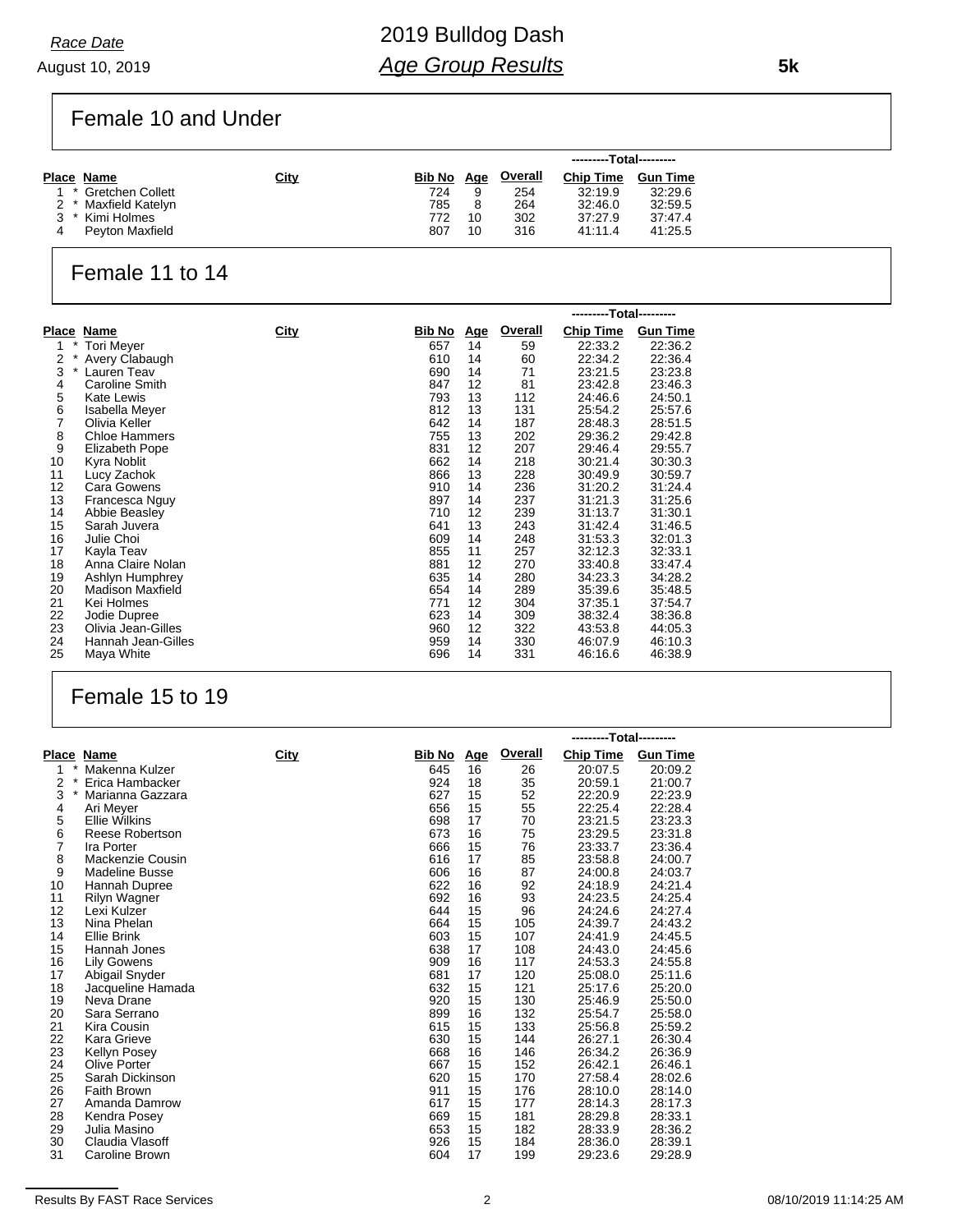*Race Date*

August 10, 2019

# 2019 Bulldog Dash

## *Age Group Results*

**5k**

### Female 10 and Under

| Place | | Name | City | Bib No | Age | Overall | Chip Time | Gun Time |
|---|---|---|---|---|---|---|---|---|
| | | | | | | | ---------Total--------- | |
| 1 | * | Gretchen Collett | | 724 | 9 | 254 | 32:19.9 | 32:29.6 |
| 2 | * | Maxfield Katelyn | | 785 | 8 | 264 | 32:46.0 | 32:59.5 |
| 3 | * | Kimi Holmes | | 772 | 10 | 302 | 37:27.9 | 37:47.4 |
| 4 | | Peyton Maxfield | | 807 | 10 | 316 | 41:11.4 | 41:25.5 |

### Female 11 to 14

| Place | | Name | City | Bib No | Age | Overall | Chip Time | Gun Time |
|---|---|---|---|---|---|---|---|---|
| | | | | | | | ---------Total--------- | |
| 1 | * | Tori Meyer | | 657 | 14 | 59 | 22:33.2 | 22:36.2 |
| 2 | * | Avery Clabaugh | | 610 | 14 | 60 | 22:34.2 | 22:36.4 |
| 3 | * | Lauren Teav | | 690 | 14 | 71 | 23:21.5 | 23:23.8 |
| 4 | | Caroline Smith | | 847 | 12 | 81 | 23:42.8 | 23:46.3 |
| 5 | | Kate Lewis | | 793 | 13 | 112 | 24:46.6 | 24:50.1 |
| 6 | | Isabella Meyer | | 812 | 13 | 131 | 25:54.2 | 25:57.6 |
| 7 | | Olivia Keller | | 642 | 14 | 187 | 28:48.3 | 28:51.5 |
| 8 | | Chloe Hammers | | 755 | 13 | 202 | 29:36.2 | 29:42.8 |
| 9 | | Elizabeth Pope | | 831 | 12 | 207 | 29:46.4 | 29:55.7 |
| 10 | | Kyra Noblit | | 662 | 14 | 218 | 30:21.4 | 30:30.3 |
| 11 | | Lucy Zachok | | 866 | 13 | 228 | 30:49.9 | 30:59.7 |
| 12 | | Cara Gowens | | 910 | 14 | 236 | 31:20.2 | 31:24.4 |
| 13 | | Francesca Nguy | | 897 | 14 | 237 | 31:21.3 | 31:25.6 |
| 14 | | Abbie Beasley | | 710 | 12 | 239 | 31:13.7 | 31:30.1 |
| 15 | | Sarah Juvera | | 641 | 13 | 243 | 31:42.4 | 31:46.5 |
| 16 | | Julie Choi | | 609 | 14 | 248 | 31:53.3 | 32:01.3 |
| 17 | | Kayla Teav | | 855 | 11 | 257 | 32:12.3 | 32:33.1 |
| 18 | | Anna Claire Nolan | | 881 | 12 | 270 | 33:40.8 | 33:47.4 |
| 19 | | Ashlyn Humphrey | | 635 | 14 | 280 | 34:23.3 | 34:28.2 |
| 20 | | Madison Maxfield | | 654 | 14 | 289 | 35:39.6 | 35:48.5 |
| 21 | | Kei Holmes | | 771 | 12 | 304 | 37:35.1 | 37:54.7 |
| 22 | | Jodie Dupree | | 623 | 14 | 309 | 38:32.4 | 38:36.8 |
| 23 | | Olivia Jean-Gilles | | 960 | 12 | 322 | 43:53.8 | 44:05.3 |
| 24 | | Hannah Jean-Gilles | | 959 | 14 | 330 | 46:07.9 | 46:10.3 |
| 25 | | Maya White | | 696 | 14 | 331 | 46:16.6 | 46:38.9 |

### Female 15 to 19

| Place | | Name | City | Bib No | Age | Overall | Chip Time | Gun Time |
|---|---|---|---|---|---|---|---|---|
| | | | | | | | ---------Total--------- | |
| 1 | * | Makenna Kulzer | | 645 | 16 | 26 | 20:07.5 | 20:09.2 |
| 2 | * | Erica Hambacker | | 924 | 18 | 35 | 20:59.1 | 21:00.7 |
| 3 | * | Marianna Gazzara | | 627 | 15 | 52 | 22:20.9 | 22:23.9 |
| 4 | | Ari Meyer | | 656 | 15 | 55 | 22:25.4 | 22:28.4 |
| 5 | | Ellie Wilkins | | 698 | 17 | 70 | 23:21.5 | 23:23.3 |
| 6 | | Reese Robertson | | 673 | 16 | 75 | 23:29.5 | 23:31.8 |
| 7 | | Ira Porter | | 666 | 15 | 76 | 23:33.7 | 23:36.4 |
| 8 | | Mackenzie Cousin | | 616 | 17 | 85 | 23:58.8 | 24:00.7 |
| 9 | | Madeline Busse | | 606 | 16 | 87 | 24:00.8 | 24:03.7 |
| 10 | | Hannah Dupree | | 622 | 16 | 92 | 24:18.9 | 24:21.4 |
| 11 | | Rilyn Wagner | | 692 | 16 | 93 | 24:23.5 | 24:25.4 |
| 12 | | Lexi Kulzer | | 644 | 15 | 96 | 24:24.6 | 24:27.4 |
| 13 | | Nina Phelan | | 664 | 15 | 105 | 24:39.7 | 24:43.2 |
| 14 | | Ellie Brink | | 603 | 15 | 107 | 24:41.9 | 24:45.5 |
| 15 | | Hannah Jones | | 638 | 17 | 108 | 24:43.0 | 24:45.6 |
| 16 | | Lily Gowens | | 909 | 16 | 117 | 24:53.3 | 24:55.8 |
| 17 | | Abigail Snyder | | 681 | 17 | 120 | 25:08.0 | 25:11.6 |
| 18 | | Jacqueline Hamada | | 632 | 15 | 121 | 25:17.6 | 25:20.0 |
| 19 | | Neva Drane | | 920 | 15 | 130 | 25:46.9 | 25:50.0 |
| 20 | | Sara Serrano | | 899 | 16 | 132 | 25:54.7 | 25:58.0 |
| 21 | | Kira Cousin | | 615 | 15 | 133 | 25:56.8 | 25:59.2 |
| 22 | | Kara Grieve | | 630 | 15 | 144 | 26:27.1 | 26:30.4 |
| 23 | | Kellyn Posey | | 668 | 16 | 146 | 26:34.2 | 26:36.9 |
| 24 | | Olive Porter | | 667 | 15 | 152 | 26:42.1 | 26:46.1 |
| 25 | | Sarah Dickinson | | 620 | 15 | 170 | 27:58.4 | 28:02.6 |
| 26 | | Faith Brown | | 911 | 15 | 176 | 28:10.0 | 28:14.0 |
| 27 | | Amanda Damrow | | 617 | 15 | 177 | 28:14.3 | 28:17.3 |
| 28 | | Kendra Posey | | 669 | 15 | 181 | 28:29.8 | 28:33.1 |
| 29 | | Julia Masino | | 653 | 15 | 182 | 28:33.9 | 28:36.2 |
| 30 | | Claudia Vlasoff | | 926 | 15 | 184 | 28:36.0 | 28:39.1 |
| 31 | | Caroline Brown | | 604 | 17 | 199 | 29:23.6 | 29:28.9 |

Results By FAST Race Services

08/10/2019 11:14:25 AM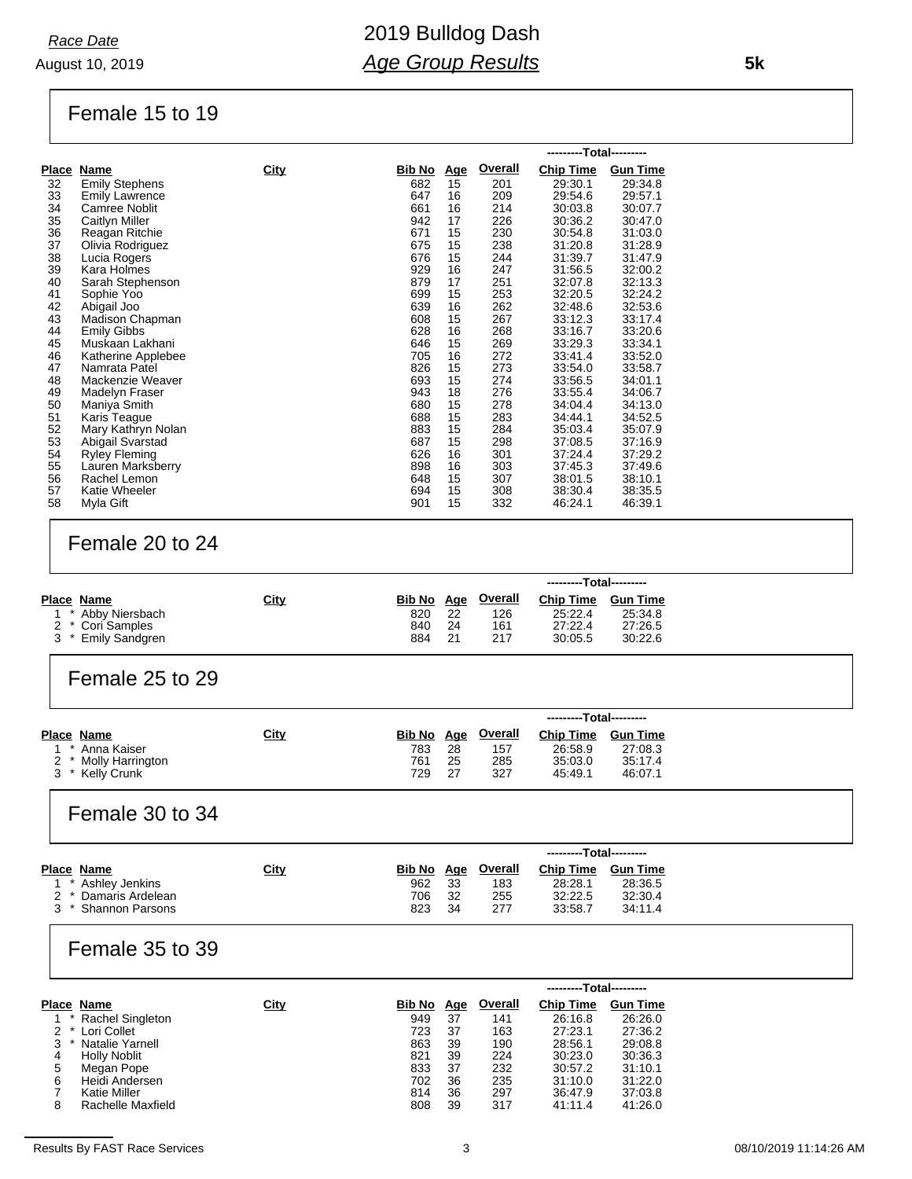*Race Date*
August 10, 2019

# 2019 Bulldog Dash
## *Age Group Results*

**5k**

### Female 15 to 19

| Place | Name | City | Bib No | Age | Overall | Chip Time | Gun Time |
|---|---|---|---|---|---|---|---|
| 32 | Emily Stephens | | 682 | 15 | 201 | 29:30.1 | 29:34.8 |
| 33 | Emily Lawrence | | 647 | 16 | 209 | 29:54.6 | 29:57.1 |
| 34 | Camree Noblit | | 661 | 16 | 214 | 30:03.8 | 30:07.7 |
| 35 | Caitlyn Miller | | 942 | 17 | 226 | 30:36.2 | 30:47.0 |
| 36 | Reagan Ritchie | | 671 | 15 | 230 | 30:54.8 | 31:03.0 |
| 37 | Olivia Rodriguez | | 675 | 15 | 238 | 31:20.8 | 31:28.9 |
| 38 | Lucia Rogers | | 676 | 15 | 244 | 31:39.7 | 31:47.9 |
| 39 | Kara Holmes | | 929 | 16 | 247 | 31:56.5 | 32:00.2 |
| 40 | Sarah Stephenson | | 879 | 17 | 251 | 32:07.8 | 32:13.3 |
| 41 | Sophie Yoo | | 699 | 15 | 253 | 32:20.5 | 32:24.2 |
| 42 | Abigail Joo | | 639 | 16 | 262 | 32:48.6 | 32:53.6 |
| 43 | Madison Chapman | | 608 | 15 | 267 | 33:12.3 | 33:17.4 |
| 44 | Emily Gibbs | | 628 | 16 | 268 | 33:16.7 | 33:20.6 |
| 45 | Muskaan Lakhani | | 646 | 15 | 269 | 33:29.3 | 33:34.1 |
| 46 | Katherine Applebee | | 705 | 16 | 272 | 33:41.4 | 33:52.0 |
| 47 | Namrata Patel | | 826 | 15 | 273 | 33:54.0 | 33:58.7 |
| 48 | Mackenzie Weaver | | 693 | 15 | 274 | 33:56.5 | 34:01.1 |
| 49 | Madelyn Fraser | | 943 | 18 | 276 | 33:55.4 | 34:06.7 |
| 50 | Maniya Smith | | 680 | 15 | 278 | 34:04.4 | 34:13.0 |
| 51 | Karis Teague | | 688 | 15 | 283 | 34:44.1 | 34:52.5 |
| 52 | Mary Kathryn Nolan | | 883 | 15 | 284 | 35:03.4 | 35:07.9 |
| 53 | Abigail Svarstad | | 687 | 15 | 298 | 37:08.5 | 37:16.9 |
| 54 | Ryley Fleming | | 626 | 16 | 301 | 37:24.4 | 37:29.2 |
| 55 | Lauren Marksberry | | 898 | 16 | 303 | 37:45.3 | 37:49.6 |
| 56 | Rachel Lemon | | 648 | 15 | 307 | 38:01.5 | 38:10.1 |
| 57 | Katie Wheeler | | 694 | 15 | 308 | 38:30.4 | 38:35.5 |
| 58 | Myla Gift | | 901 | 15 | 332 | 46:24.1 | 46:39.1 |

### Female 20 to 24

| Place | Name | City | Bib No | Age | Overall | Chip Time | Gun Time |
|---|---|---|---|---|---|---|---|
| 1 * | Abby Niersbach | | 820 | 22 | 126 | 25:22.4 | 25:34.8 |
| 2 * | Cori Samples | | 840 | 24 | 161 | 27:22.4 | 27:26.5 |
| 3 * | Emily Sandgren | | 884 | 21 | 217 | 30:05.5 | 30:22.6 |

### Female 25 to 29

| Place | Name | City | Bib No | Age | Overall | Chip Time | Gun Time |
|---|---|---|---|---|---|---|---|
| 1 * | Anna Kaiser | | 783 | 28 | 157 | 26:58.9 | 27:08.3 |
| 2 * | Molly Harrington | | 761 | 25 | 285 | 35:03.0 | 35:17.4 |
| 3 * | Kelly Crunk | | 729 | 27 | 327 | 45:49.1 | 46:07.1 |

### Female 30 to 34

| Place | Name | City | Bib No | Age | Overall | Chip Time | Gun Time |
|---|---|---|---|---|---|---|---|
| 1 * | Ashley Jenkins | | 962 | 33 | 183 | 28:28.1 | 28:36.5 |
| 2 * | Damaris Ardelean | | 706 | 32 | 255 | 32:22.5 | 32:30.4 |
| 3 * | Shannon Parsons | | 823 | 34 | 277 | 33:58.7 | 34:11.4 |

### Female 35 to 39

| Place | Name | City | Bib No | Age | Overall | Chip Time | Gun Time |
|---|---|---|---|---|---|---|---|
| 1 * | Rachel Singleton | | 949 | 37 | 141 | 26:16.8 | 26:26.0 |
| 2 * | Lori Collet | | 723 | 37 | 163 | 27:23.1 | 27:36.2 |
| 3 * | Natalie Yarnell | | 863 | 39 | 190 | 28:56.1 | 29:08.8 |
| 4 | Holly Noblit | | 821 | 39 | 224 | 30:23.0 | 30:36.3 |
| 5 | Megan Pope | | 833 | 37 | 232 | 30:57.2 | 31:10.1 |
| 6 | Heidi Andersen | | 702 | 36 | 235 | 31:10.0 | 31:22.0 |
| 7 | Katie Miller | | 814 | 36 | 297 | 36:47.9 | 37:03.8 |
| 8 | Rachelle Maxfield | | 808 | 39 | 317 | 41:11.4 | 41:26.0 |

Results By FAST Race Services — 08/10/2019 11:14:26 AM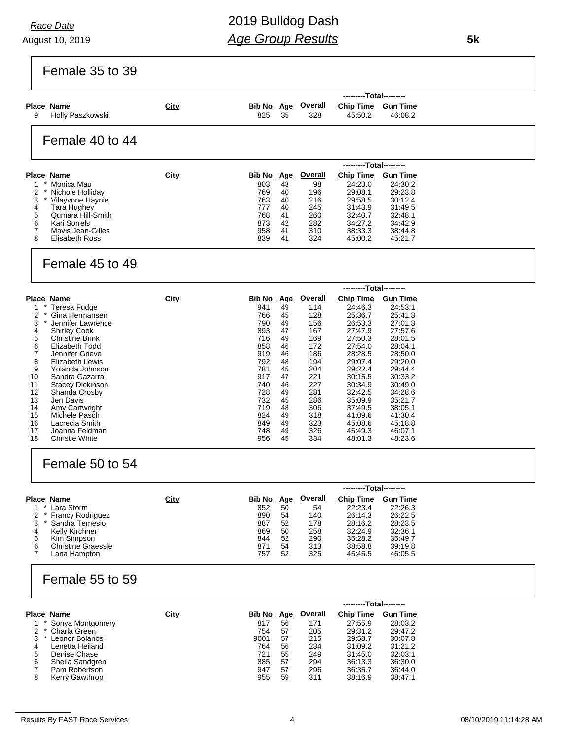*Race Date*

August 10, 2019

# 2019 Bulldog Dash

## *Age Group Results*

**5k**

### Female 35 to 39

| Place | Name | City | Bib No | Age | Overall | Chip Time | Gun Time |
|---|---|---|---|---|---|---|---|
| 9 | Holly Paszkowski | | 825 | 35 | 328 | 45:50.2 | 46:08.2 |

### Female 40 to 44

| Place | Name | City | Bib No | Age | Overall | Chip Time | Gun Time |
|---|---|---|---|---|---|---|---|
| 1 * | Monica Mau | | 803 | 43 | 98 | 24:23.0 | 24:30.2 |
| 2 * | Nichole Holliday | | 769 | 40 | 196 | 29:08.1 | 29:23.8 |
| 3 * | Vilayvone Haynie | | 763 | 40 | 216 | 29:58.5 | 30:12.4 |
| 4 | Tara Hughey | | 777 | 40 | 245 | 31:43.9 | 31:49.5 |
| 5 | Qumara Hill-Smith | | 768 | 41 | 260 | 32:40.7 | 32:48.1 |
| 6 | Kari Sorrels | | 873 | 42 | 282 | 34:27.2 | 34:42.9 |
| 7 | Mavis Jean-Gilles | | 958 | 41 | 310 | 38:33.3 | 38:44.8 |
| 8 | Elisabeth Ross | | 839 | 41 | 324 | 45:00.2 | 45:21.7 |

### Female 45 to 49

| Place | Name | City | Bib No | Age | Overall | Chip Time | Gun Time |
|---|---|---|---|---|---|---|---|
| 1 * | Teresa Fudge | | 941 | 49 | 114 | 24:46.3 | 24:53.1 |
| 2 * | Gina Hermansen | | 766 | 45 | 128 | 25:36.7 | 25:41.3 |
| 3 * | Jennifer Lawrence | | 790 | 49 | 156 | 26:53.3 | 27:01.3 |
| 4 | Shirley Cook | | 893 | 47 | 167 | 27:47.9 | 27:57.6 |
| 5 | Christine Brink | | 716 | 49 | 169 | 27:50.3 | 28:01.5 |
| 6 | Elizabeth Todd | | 858 | 46 | 172 | 27:54.0 | 28:04.1 |
| 7 | Jennifer Grieve | | 919 | 46 | 186 | 28:28.5 | 28:50.0 |
| 8 | Elizabeth Lewis | | 792 | 48 | 194 | 29:07.4 | 29:20.0 |
| 9 | Yolanda Johnson | | 781 | 45 | 204 | 29:22.4 | 29:44.4 |
| 10 | Sandra Gazarra | | 917 | 47 | 221 | 30:15.5 | 30:33.2 |
| 11 | Stacey Dickinson | | 740 | 46 | 227 | 30:34.9 | 30:49.0 |
| 12 | Shanda Crosby | | 728 | 49 | 281 | 32:42.5 | 34:28.6 |
| 13 | Jen Davis | | 732 | 45 | 286 | 35:09.9 | 35:21.7 |
| 14 | Amy Cartwright | | 719 | 48 | 306 | 37:49.5 | 38:05.1 |
| 15 | Michele Pasch | | 824 | 49 | 318 | 41:09.6 | 41:30.4 |
| 16 | Lacrecia Smith | | 849 | 49 | 323 | 45:08.6 | 45:18.8 |
| 17 | Joanna Feldman | | 748 | 49 | 326 | 45:49.3 | 46:07.1 |
| 18 | Christie White | | 956 | 45 | 334 | 48:01.3 | 48:23.6 |

### Female 50 to 54

| Place | Name | City | Bib No | Age | Overall | Chip Time | Gun Time |
|---|---|---|---|---|---|---|---|
| 1 * | Lara Storm | | 852 | 50 | 54 | 22:23.4 | 22:26.3 |
| 2 * | Francy Rodriguez | | 890 | 54 | 140 | 26:14.3 | 26:22.5 |
| 3 * | Sandra Temesio | | 887 | 52 | 178 | 28:16.2 | 28:23.5 |
| 4 | Kelly Kirchner | | 869 | 50 | 258 | 32:24.9 | 32:36.1 |
| 5 | Kim Simpson | | 844 | 52 | 290 | 35:28.2 | 35:49.7 |
| 6 | Christine Graessle | | 871 | 54 | 313 | 38:58.8 | 39:19.8 |
| 7 | Lana Hampton | | 757 | 52 | 325 | 45:45.5 | 46:05.5 |

### Female 55 to 59

| Place | Name | City | Bib No | Age | Overall | Chip Time | Gun Time |
|---|---|---|---|---|---|---|---|
| 1 * | Sonya Montgomery | | 817 | 56 | 171 | 27:55.9 | 28:03.2 |
| 2 * | Charla Green | | 754 | 57 | 205 | 29:31.2 | 29:47.2 |
| 3 * | Leonor Bolanos | | 9001 | 57 | 215 | 29:58.7 | 30:07.8 |
| 4 | Lenetta Heiland | | 764 | 56 | 234 | 31:09.2 | 31:21.2 |
| 5 | Denise Chase | | 721 | 55 | 249 | 31:45.0 | 32:03.1 |
| 6 | Sheila Sandgren | | 885 | 57 | 294 | 36:13.3 | 36:30.0 |
| 7 | Pam Robertson | | 947 | 57 | 296 | 36:35.7 | 36:44.0 |
| 8 | Kerry Gawthrop | | 955 | 59 | 311 | 38:16.9 | 38:47.1 |

Results By FAST Race Services — 08/10/2019 11:14:28 AM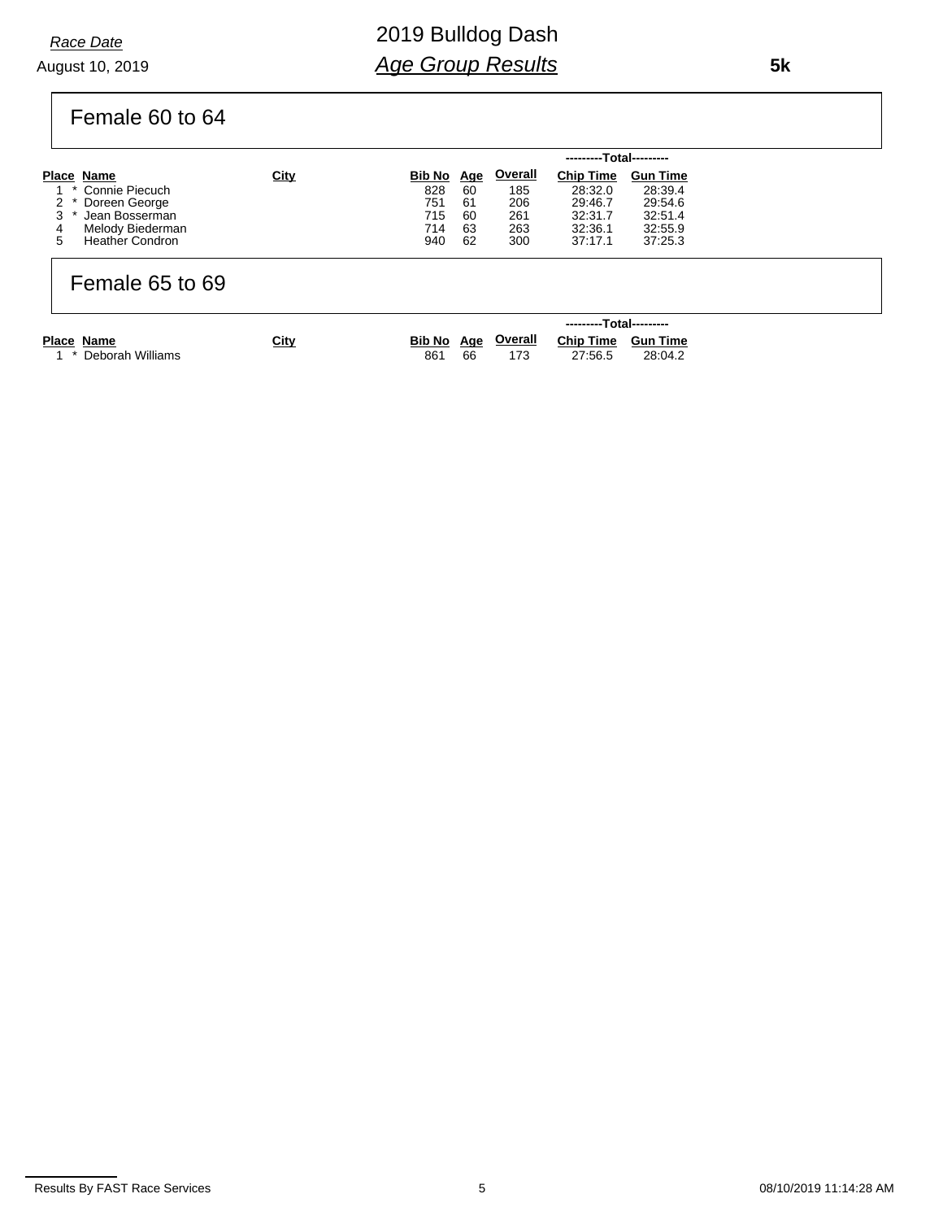*Race Date*

August 10, 2019

# 2019 Bulldog Dash

## *Age Group Results*

**5k**

### Female 60 to 64

| Place | | Name | City | Bib No | Age | Overall | Chip Time | Gun Time |
|---|---|---|---|---|---|---|---|---|
| | | | | | | | ---------Total--------- | |
| 1 | * | Connie Piecuch | | 828 | 60 | 185 | 28:32.0 | 28:39.4 |
| 2 | * | Doreen George | | 751 | 61 | 206 | 29:46.7 | 29:54.6 |
| 3 | * | Jean Bosserman | | 715 | 60 | 261 | 32:31.7 | 32:51.4 |
| 4 | | Melody Biederman | | 714 | 63 | 263 | 32:36.1 | 32:55.9 |
| 5 | | Heather Condron | | 940 | 62 | 300 | 37:17.1 | 37:25.3 |

### Female 65 to 69

| Place | | Name | City | Bib No | Age | Overall | Chip Time | Gun Time |
|---|---|---|---|---|---|---|---|---|
| | | | | | | | ---------Total--------- | |
| 1 | * | Deborah Williams | | 861 | 66 | 173 | 27:56.5 | 28:04.2 |

Results By FAST Race Services    08/10/2019 11:14:28 AM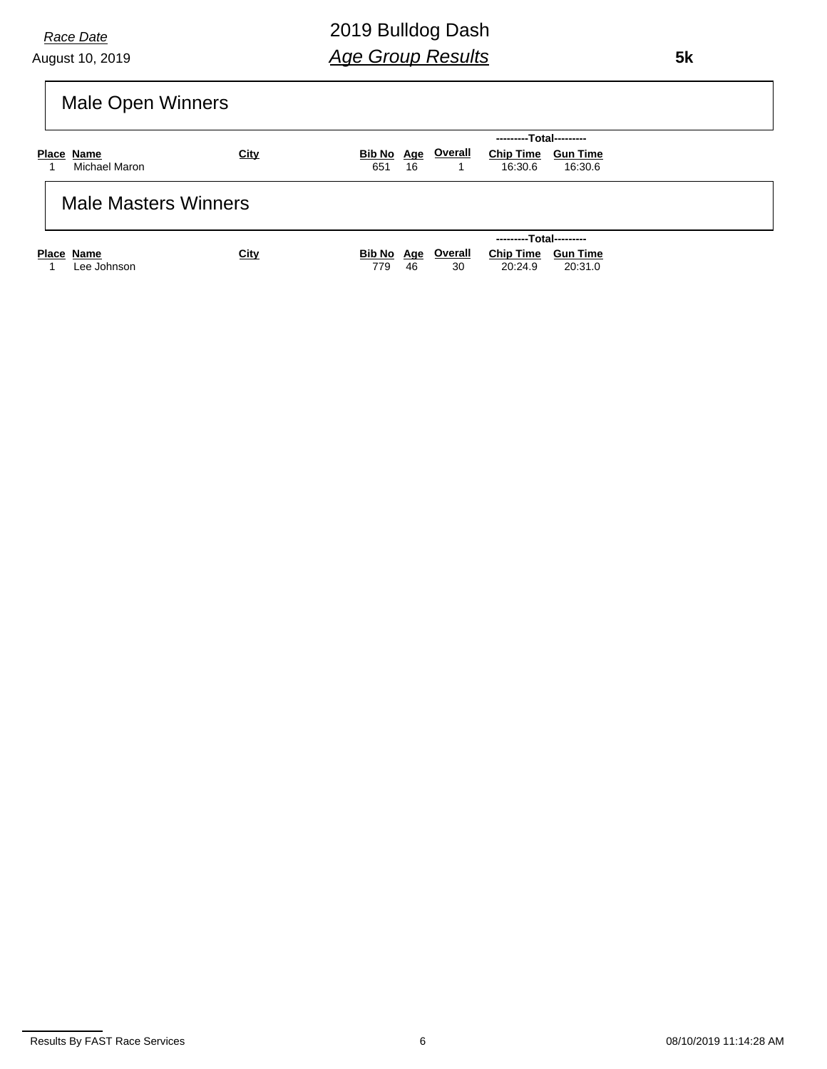Race Date
August 10, 2019

# 2019 Bulldog Dash
## *Age Group Results*

**5k**

## Male Open Winners

| Place | Name | City | Bib No | Age | Overall | Chip Time (Total) | Gun Time (Total) |
|---|---|---|---|---|---|---|---|
| 1 | Michael Maron | | 651 | 16 | 1 | 16:30.6 | 16:30.6 |

## Male Masters Winners

| Place | Name | City | Bib No | Age | Overall | Chip Time (Total) | Gun Time (Total) |
|---|---|---|---|---|---|---|---|
| 1 | Lee Johnson | | 779 | 46 | 30 | 20:24.9 | 20:31.0 |

Results By FAST Race Services 08/10/2019 11:14:28 AM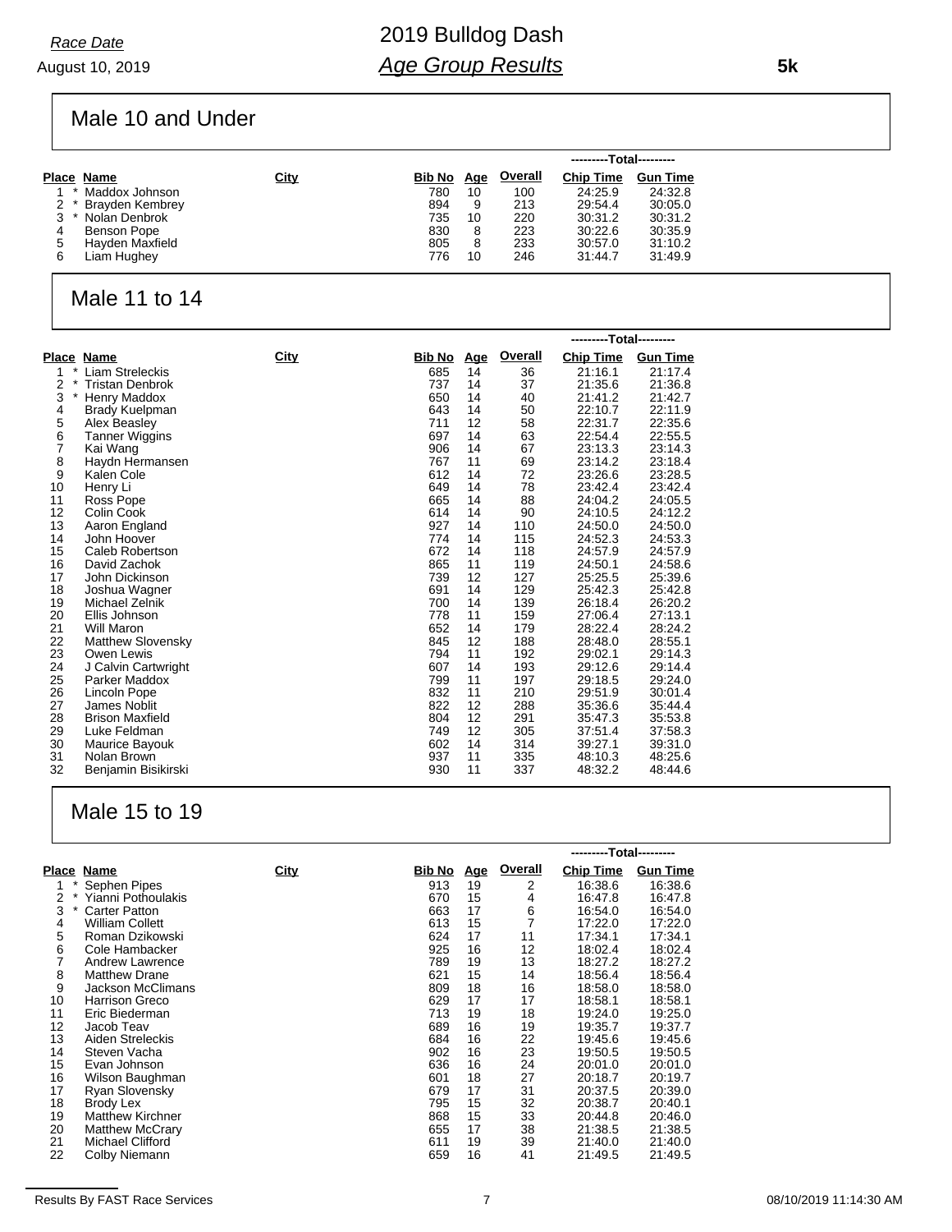# 2019 Bulldog Dash

## *Age Group Results*

*Race Date*

August 10, 2019

**5k**

## Male 10 and Under

| Place | | Name | City | Bib No | Age | Overall | ---------Total--------- Chip Time | Gun Time |
|---|---|---|---|---|---|---|---|---|
| 1 | * | Maddox Johnson | | 780 | 10 | 100 | 24:25.9 | 24:32.8 |
| 2 | * | Brayden Kembrey | | 894 | 9 | 213 | 29:54.4 | 30:05.0 |
| 3 | * | Nolan Denbrok | | 735 | 10 | 220 | 30:31.2 | 30:31.2 |
| 4 | | Benson Pope | | 830 | 8 | 223 | 30:22.6 | 30:35.9 |
| 5 | | Hayden Maxfield | | 805 | 8 | 233 | 30:57.0 | 31:10.2 |
| 6 | | Liam Hughey | | 776 | 10 | 246 | 31:44.7 | 31:49.9 |

## Male 11 to 14

| Place | | Name | City | Bib No | Age | Overall | ---------Total--------- Chip Time | Gun Time |
|---|---|---|---|---|---|---|---|---|
| 1 | * | Liam Streleckis | | 685 | 14 | 36 | 21:16.1 | 21:17.4 |
| 2 | * | Tristan Denbrok | | 737 | 14 | 37 | 21:35.6 | 21:36.8 |
| 3 | * | Henry Maddox | | 650 | 14 | 40 | 21:41.2 | 21:42.7 |
| 4 | | Brady Kuelpman | | 643 | 14 | 50 | 22:10.7 | 22:11.9 |
| 5 | | Alex Beasley | | 711 | 12 | 58 | 22:31.7 | 22:35.6 |
| 6 | | Tanner Wiggins | | 697 | 14 | 63 | 22:54.4 | 22:55.5 |
| 7 | | Kai Wang | | 906 | 14 | 67 | 23:13.3 | 23:14.3 |
| 8 | | Haydn Hermansen | | 767 | 11 | 69 | 23:14.2 | 23:18.4 |
| 9 | | Kalen Cole | | 612 | 14 | 72 | 23:26.6 | 23:28.5 |
| 10 | | Henry Li | | 649 | 14 | 78 | 23:42.4 | 23:42.4 |
| 11 | | Ross Pope | | 665 | 14 | 88 | 24:04.2 | 24:05.5 |
| 12 | | Colin Cook | | 614 | 14 | 90 | 24:10.5 | 24:12.2 |
| 13 | | Aaron England | | 927 | 14 | 110 | 24:50.0 | 24:50.0 |
| 14 | | John Hoover | | 774 | 14 | 115 | 24:52.3 | 24:53.3 |
| 15 | | Caleb Robertson | | 672 | 14 | 118 | 24:57.9 | 24:57.9 |
| 16 | | David Zachok | | 865 | 11 | 119 | 24:50.1 | 24:58.6 |
| 17 | | John Dickinson | | 739 | 12 | 127 | 25:25.5 | 25:39.6 |
| 18 | | Joshua Wagner | | 691 | 14 | 129 | 25:42.3 | 25:42.8 |
| 19 | | Michael Zelnik | | 700 | 14 | 139 | 26:18.4 | 26:20.2 |
| 20 | | Ellis Johnson | | 778 | 11 | 159 | 27:06.4 | 27:13.1 |
| 21 | | Will Maron | | 652 | 14 | 179 | 28:22.4 | 28:24.2 |
| 22 | | Matthew Slovensky | | 845 | 12 | 188 | 28:48.0 | 28:55.1 |
| 23 | | Owen Lewis | | 794 | 11 | 192 | 29:02.1 | 29:14.3 |
| 24 | | J Calvin Cartwright | | 607 | 14 | 193 | 29:12.6 | 29:14.4 |
| 25 | | Parker Maddox | | 799 | 11 | 197 | 29:18.5 | 29:24.0 |
| 26 | | Lincoln Pope | | 832 | 11 | 210 | 29:51.9 | 30:01.4 |
| 27 | | James Noblit | | 822 | 12 | 288 | 35:36.6 | 35:44.4 |
| 28 | | Brison Maxfield | | 804 | 12 | 291 | 35:47.3 | 35:53.8 |
| 29 | | Luke Feldman | | 749 | 12 | 305 | 37:51.4 | 37:58.3 |
| 30 | | Maurice Bayouk | | 602 | 14 | 314 | 39:27.1 | 39:31.0 |
| 31 | | Nolan Brown | | 937 | 11 | 335 | 48:10.3 | 48:25.6 |
| 32 | | Benjamin Bisikirski | | 930 | 11 | 337 | 48:32.2 | 48:44.6 |

## Male 15 to 19

| Place | | Name | City | Bib No | Age | Overall | ---------Total--------- Chip Time | Gun Time |
|---|---|---|---|---|---|---|---|---|
| 1 | * | Sephen Pipes | | 913 | 19 | 2 | 16:38.6 | 16:38.6 |
| 2 | * | Yianni Pothoulakis | | 670 | 15 | 4 | 16:47.8 | 16:47.8 |
| 3 | * | Carter Patton | | 663 | 17 | 6 | 16:54.0 | 16:54.0 |
| 4 | | William Collett | | 613 | 15 | 7 | 17:22.0 | 17:22.0 |
| 5 | | Roman Dzikowski | | 624 | 17 | 11 | 17:34.1 | 17:34.1 |
| 6 | | Cole Hambacker | | 925 | 16 | 12 | 18:02.4 | 18:02.4 |
| 7 | | Andrew Lawrence | | 789 | 19 | 13 | 18:27.2 | 18:27.2 |
| 8 | | Matthew Drane | | 621 | 15 | 14 | 18:56.4 | 18:56.4 |
| 9 | | Jackson McClimans | | 809 | 18 | 16 | 18:58.0 | 18:58.0 |
| 10 | | Harrison Greco | | 629 | 17 | 17 | 18:58.1 | 18:58.1 |
| 11 | | Eric Biederman | | 713 | 19 | 18 | 19:24.0 | 19:25.0 |
| 12 | | Jacob Teav | | 689 | 16 | 19 | 19:35.7 | 19:37.7 |
| 13 | | Aiden Streleckis | | 684 | 16 | 22 | 19:45.6 | 19:45.6 |
| 14 | | Steven Vacha | | 902 | 16 | 23 | 19:50.5 | 19:50.5 |
| 15 | | Evan Johnson | | 636 | 16 | 24 | 20:01.0 | 20:01.0 |
| 16 | | Wilson Baughman | | 601 | 18 | 27 | 20:18.7 | 20:19.7 |
| 17 | | Ryan Slovensky | | 679 | 17 | 31 | 20:37.5 | 20:39.0 |
| 18 | | Brody Lex | | 795 | 15 | 32 | 20:38.7 | 20:40.1 |
| 19 | | Matthew Kirchner | | 868 | 15 | 33 | 20:44.8 | 20:46.0 |
| 20 | | Matthew McCrary | | 655 | 17 | 38 | 21:38.5 | 21:38.5 |
| 21 | | Michael Clifford | | 611 | 19 | 39 | 21:40.0 | 21:40.0 |
| 22 | | Colby Niemann | | 659 | 16 | 41 | 21:49.5 | 21:49.5 |

Results By FAST Race Services — 08/10/2019 11:14:30 AM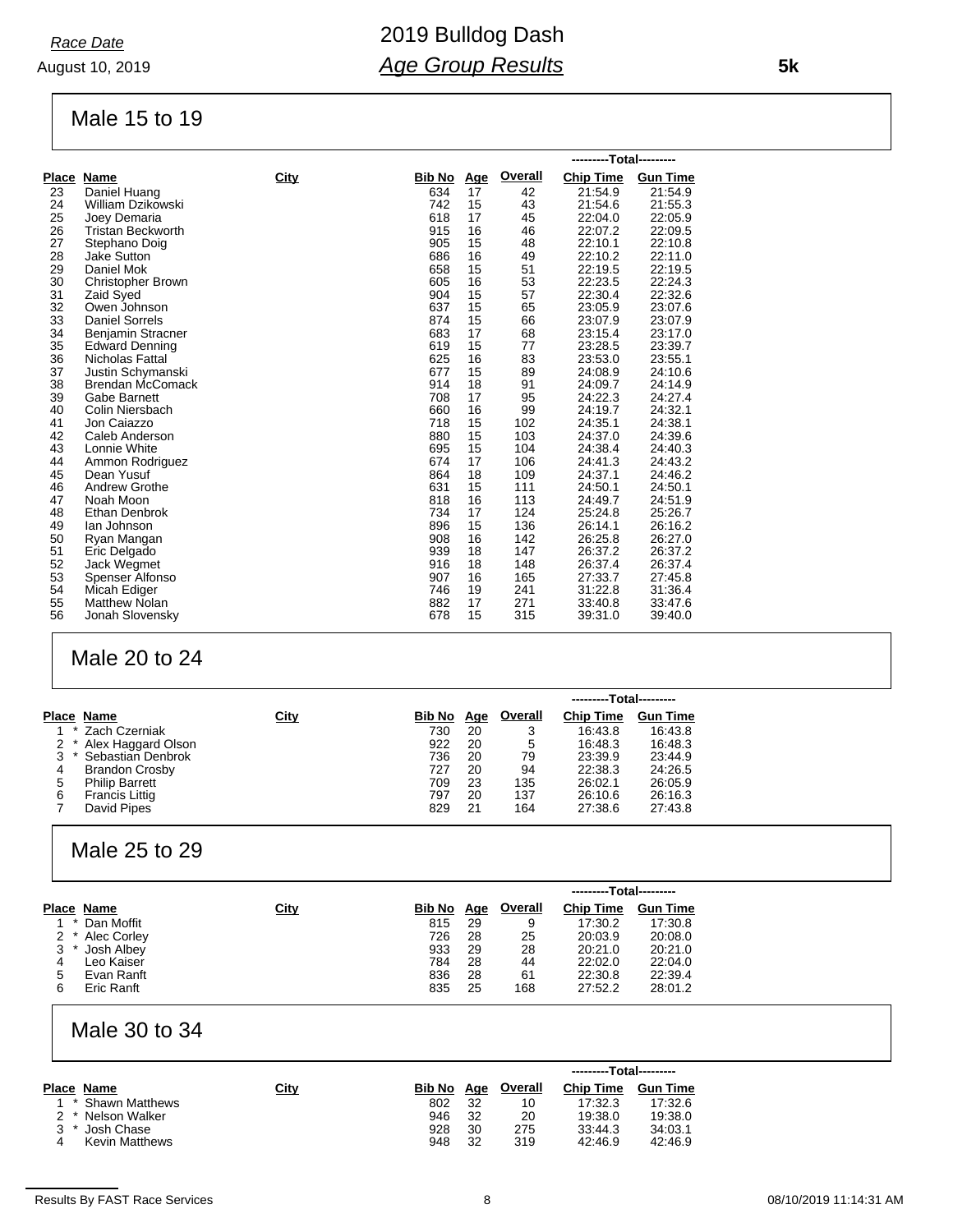*Race Date*

August 10, 2019

# 2019 Bulldog Dash

## *Age Group Results*

**5k**

### Male 15 to 19

| Place | Name | City | Bib No | Age | Overall | Chip Time | Gun Time |
|---|---|---|---|---|---|---|---|
| | | | | | | ---------Total--------- | |
| 23 | Daniel Huang | | 634 | 17 | 42 | 21:54.9 | 21:54.9 |
| 24 | William Dzikowski | | 742 | 15 | 43 | 21:54.6 | 21:55.3 |
| 25 | Joey Demaria | | 618 | 17 | 45 | 22:04.0 | 22:05.9 |
| 26 | Tristan Beckworth | | 915 | 16 | 46 | 22:07.2 | 22:09.5 |
| 27 | Stephano Doig | | 905 | 15 | 48 | 22:10.1 | 22:10.8 |
| 28 | Jake Sutton | | 686 | 16 | 49 | 22:10.2 | 22:11.0 |
| 29 | Daniel Mok | | 658 | 15 | 51 | 22:19.5 | 22:19.5 |
| 30 | Christopher Brown | | 605 | 16 | 53 | 22:23.5 | 22:24.3 |
| 31 | Zaid Syed | | 904 | 15 | 57 | 22:30.4 | 22:32.6 |
| 32 | Owen Johnson | | 637 | 15 | 65 | 23:05.9 | 23:07.6 |
| 33 | Daniel Sorrels | | 874 | 15 | 66 | 23:07.9 | 23:07.9 |
| 34 | Benjamin Stracner | | 683 | 17 | 68 | 23:15.4 | 23:17.0 |
| 35 | Edward Denning | | 619 | 15 | 77 | 23:28.5 | 23:39.7 |
| 36 | Nicholas Fattal | | 625 | 16 | 83 | 23:53.0 | 23:55.1 |
| 37 | Justin Schymanski | | 677 | 15 | 89 | 24:08.9 | 24:10.6 |
| 38 | Brendan McComack | | 914 | 18 | 91 | 24:09.7 | 24:14.9 |
| 39 | Gabe Barnett | | 708 | 17 | 95 | 24:22.3 | 24:27.4 |
| 40 | Colin Niersbach | | 660 | 16 | 99 | 24:19.7 | 24:32.1 |
| 41 | Jon Caiazzo | | 718 | 15 | 102 | 24:35.1 | 24:38.1 |
| 42 | Caleb Anderson | | 880 | 15 | 103 | 24:37.0 | 24:39.6 |
| 43 | Lonnie White | | 695 | 15 | 104 | 24:38.4 | 24:40.3 |
| 44 | Ammon Rodriguez | | 674 | 17 | 106 | 24:41.3 | 24:43.2 |
| 45 | Dean Yusuf | | 864 | 18 | 109 | 24:37.1 | 24:46.2 |
| 46 | Andrew Grothe | | 631 | 15 | 111 | 24:50.1 | 24:50.1 |
| 47 | Noah Moon | | 818 | 16 | 113 | 24:49.7 | 24:51.9 |
| 48 | Ethan Denbrok | | 734 | 17 | 124 | 25:24.8 | 25:26.7 |
| 49 | Ian Johnson | | 896 | 15 | 136 | 26:14.1 | 26:16.2 |
| 50 | Ryan Mangan | | 908 | 16 | 142 | 26:25.8 | 26:27.0 |
| 51 | Eric Delgado | | 939 | 18 | 147 | 26:37.2 | 26:37.2 |
| 52 | Jack Wegmet | | 916 | 18 | 148 | 26:37.4 | 26:37.4 |
| 53 | Spenser Alfonso | | 907 | 16 | 165 | 27:33.7 | 27:45.8 |
| 54 | Micah Ediger | | 746 | 19 | 241 | 31:22.8 | 31:36.4 |
| 55 | Matthew Nolan | | 882 | 17 | 271 | 33:40.8 | 33:47.6 |
| 56 | Jonah Slovensky | | 678 | 15 | 315 | 39:31.0 | 39:40.0 |

### Male 20 to 24

| Place | Name | City | Bib No | Age | Overall | Chip Time | Gun Time |
|---|---|---|---|---|---|---|---|
| | | | | | | ---------Total--------- | |
| 1 * | Zach Czerniak | | 730 | 20 | 3 | 16:43.8 | 16:43.8 |
| 2 * | Alex Haggard Olson | | 922 | 20 | 5 | 16:48.3 | 16:48.3 |
| 3 * | Sebastian Denbrok | | 736 | 20 | 79 | 23:39.9 | 23:44.9 |
| 4 | Brandon Crosby | | 727 | 20 | 94 | 22:38.3 | 24:26.5 |
| 5 | Philip Barrett | | 709 | 23 | 135 | 26:02.1 | 26:05.9 |
| 6 | Francis Littig | | 797 | 20 | 137 | 26:10.6 | 26:16.3 |
| 7 | David Pipes | | 829 | 21 | 164 | 27:38.6 | 27:43.8 |

### Male 25 to 29

| Place | Name | City | Bib No | Age | Overall | Chip Time | Gun Time |
|---|---|---|---|---|---|---|---|
| | | | | | | ---------Total--------- | |
| 1 * | Dan Moffit | | 815 | 29 | 9 | 17:30.2 | 17:30.8 |
| 2 * | Alec Corley | | 726 | 28 | 25 | 20:03.9 | 20:08.0 |
| 3 * | Josh Albey | | 933 | 29 | 28 | 20:21.0 | 20:21.0 |
| 4 | Leo Kaiser | | 784 | 28 | 44 | 22:02.0 | 22:04.0 |
| 5 | Evan Ranft | | 836 | 28 | 61 | 22:30.8 | 22:39.4 |
| 6 | Eric Ranft | | 835 | 25 | 168 | 27:52.2 | 28:01.2 |

### Male 30 to 34

| Place | Name | City | Bib No | Age | Overall | Chip Time | Gun Time |
|---|---|---|---|---|---|---|---|
| | | | | | | ---------Total--------- | |
| 1 * | Shawn Matthews | | 802 | 32 | 10 | 17:32.3 | 17:32.6 |
| 2 * | Nelson Walker | | 946 | 32 | 20 | 19:38.0 | 19:38.0 |
| 3 * | Josh Chase | | 928 | 30 | 275 | 33:44.3 | 34:03.1 |
| 4 | Kevin Matthews | | 948 | 32 | 319 | 42:46.9 | 42:46.9 |

Results By FAST Race Services    08/10/2019 11:14:31 AM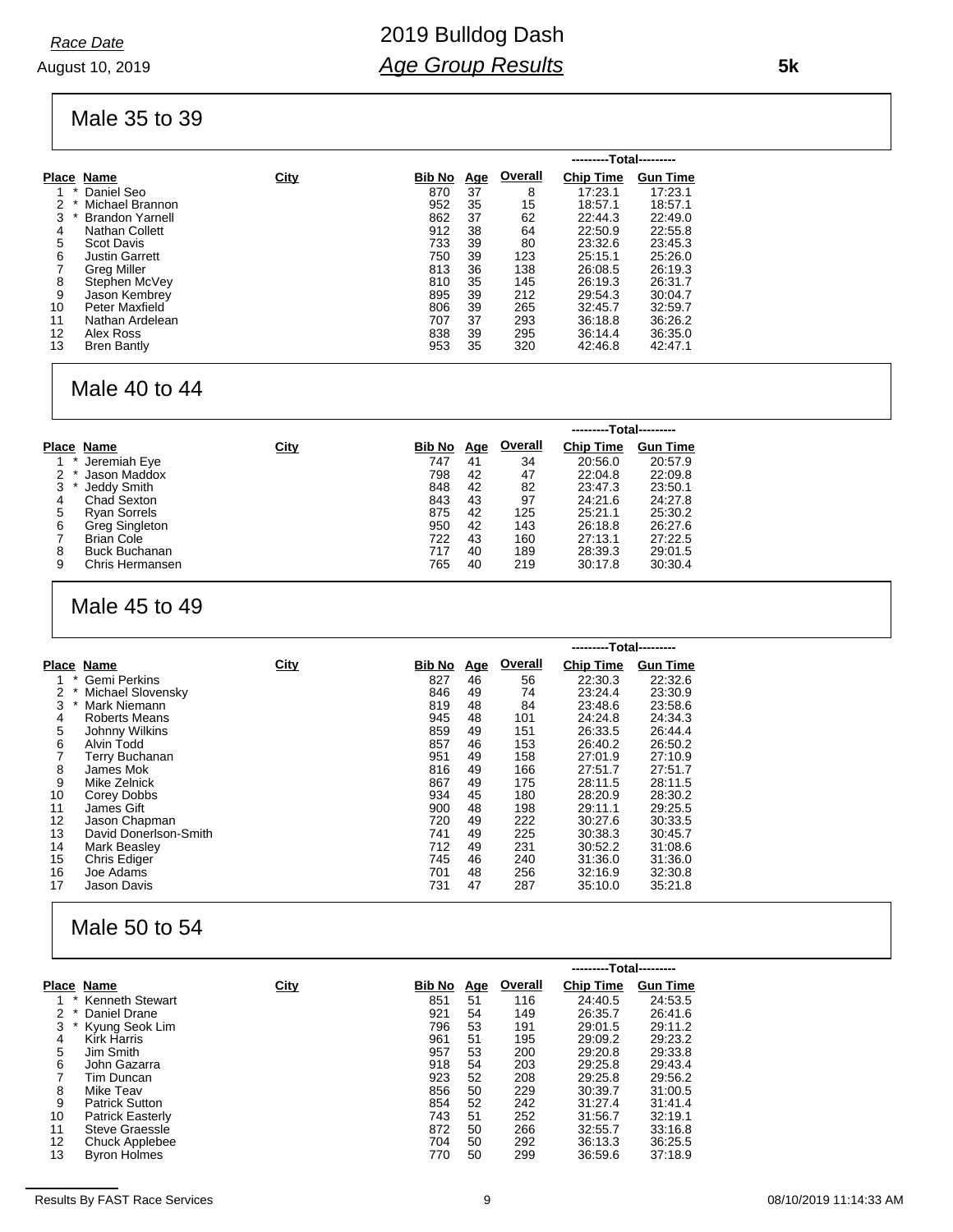*Race Date*

August 10, 2019

# 2019 Bulldog Dash

## *Age Group Results*

**5k**

### Male 35 to 39

| Place | | Name | City | Bib No | Age | Overall | Chip Time | Gun Time |
|---|---|---|---|---|---|---|---|---|
| | | | | | | | ---------Total--------- | |
| 1 | * | Daniel Seo | | 870 | 37 | 8 | 17:23.1 | 17:23.1 |
| 2 | * | Michael Brannon | | 952 | 35 | 15 | 18:57.1 | 18:57.1 |
| 3 | * | Brandon Yarnell | | 862 | 37 | 62 | 22:44.3 | 22:49.0 |
| 4 | | Nathan Collett | | 912 | 38 | 64 | 22:50.9 | 22:55.8 |
| 5 | | Scot Davis | | 733 | 39 | 80 | 23:32.6 | 23:45.3 |
| 6 | | Justin Garrett | | 750 | 39 | 123 | 25:15.1 | 25:26.0 |
| 7 | | Greg Miller | | 813 | 36 | 138 | 26:08.5 | 26:19.3 |
| 8 | | Stephen McVey | | 810 | 35 | 145 | 26:19.3 | 26:31.7 |
| 9 | | Jason Kembrey | | 895 | 39 | 212 | 29:54.3 | 30:04.7 |
| 10 | | Peter Maxfield | | 806 | 39 | 265 | 32:45.7 | 32:59.7 |
| 11 | | Nathan Ardelean | | 707 | 37 | 293 | 36:18.8 | 36:26.2 |
| 12 | | Alex Ross | | 838 | 39 | 295 | 36:14.4 | 36:35.0 |
| 13 | | Bren Bantly | | 953 | 35 | 320 | 42:46.8 | 42:47.1 |

### Male 40 to 44

| Place | | Name | City | Bib No | Age | Overall | Chip Time | Gun Time |
|---|---|---|---|---|---|---|---|---|
| | | | | | | | ---------Total--------- | |
| 1 | * | Jeremiah Eye | | 747 | 41 | 34 | 20:56.0 | 20:57.9 |
| 2 | * | Jason Maddox | | 798 | 42 | 47 | 22:04.8 | 22:09.8 |
| 3 | * | Jeddy Smith | | 848 | 42 | 82 | 23:47.3 | 23:50.1 |
| 4 | | Chad Sexton | | 843 | 43 | 97 | 24:21.6 | 24:27.8 |
| 5 | | Ryan Sorrels | | 875 | 42 | 125 | 25:21.1 | 25:30.2 |
| 6 | | Greg Singleton | | 950 | 42 | 143 | 26:18.8 | 26:27.6 |
| 7 | | Brian Cole | | 722 | 43 | 160 | 27:13.1 | 27:22.5 |
| 8 | | Buck Buchanan | | 717 | 40 | 189 | 28:39.3 | 29:01.5 |
| 9 | | Chris Hermansen | | 765 | 40 | 219 | 30:17.8 | 30:30.4 |

### Male 45 to 49

| Place | | Name | City | Bib No | Age | Overall | Chip Time | Gun Time |
|---|---|---|---|---|---|---|---|---|
| | | | | | | | ---------Total--------- | |
| 1 | * | Gemi Perkins | | 827 | 46 | 56 | 22:30.3 | 22:32.6 |
| 2 | * | Michael Slovensky | | 846 | 49 | 74 | 23:24.4 | 23:30.9 |
| 3 | * | Mark Niemann | | 819 | 48 | 84 | 23:48.6 | 23:58.6 |
| 4 | | Roberts Means | | 945 | 48 | 101 | 24:24.8 | 24:34.3 |
| 5 | | Johnny Wilkins | | 859 | 49 | 151 | 26:33.5 | 26:44.4 |
| 6 | | Alvin Todd | | 857 | 46 | 153 | 26:40.2 | 26:50.2 |
| 7 | | Terry Buchanan | | 951 | 49 | 158 | 27:01.9 | 27:10.9 |
| 8 | | James Mok | | 816 | 49 | 166 | 27:51.7 | 27:51.7 |
| 9 | | Mike Zelnick | | 867 | 49 | 175 | 28:11.5 | 28:11.5 |
| 10 | | Corey Dobbs | | 934 | 45 | 180 | 28:20.9 | 28:30.2 |
| 11 | | James Gift | | 900 | 48 | 198 | 29:11.1 | 29:25.5 |
| 12 | | Jason Chapman | | 720 | 49 | 222 | 30:27.6 | 30:33.5 |
| 13 | | David Donerlson-Smith | | 741 | 49 | 225 | 30:38.3 | 30:45.7 |
| 14 | | Mark Beasley | | 712 | 49 | 231 | 30:52.2 | 31:08.6 |
| 15 | | Chris Ediger | | 745 | 46 | 240 | 31:36.0 | 31:36.0 |
| 16 | | Joe Adams | | 701 | 48 | 256 | 32:16.9 | 32:30.8 |
| 17 | | Jason Davis | | 731 | 47 | 287 | 35:10.0 | 35:21.8 |

### Male 50 to 54

| Place | | Name | City | Bib No | Age | Overall | Chip Time | Gun Time |
|---|---|---|---|---|---|---|---|---|
| | | | | | | | ---------Total--------- | |
| 1 | * | Kenneth Stewart | | 851 | 51 | 116 | 24:40.5 | 24:53.5 |
| 2 | * | Daniel Drane | | 921 | 54 | 149 | 26:35.7 | 26:41.6 |
| 3 | * | Kyung Seok Lim | | 796 | 53 | 191 | 29:01.5 | 29:11.2 |
| 4 | | Kirk Harris | | 961 | 51 | 195 | 29:09.2 | 29:23.2 |
| 5 | | Jim Smith | | 957 | 53 | 200 | 29:20.8 | 29:33.8 |
| 6 | | John Gazarra | | 918 | 54 | 203 | 29:25.8 | 29:43.4 |
| 7 | | Tim Duncan | | 923 | 52 | 208 | 29:25.8 | 29:56.2 |
| 8 | | Mike Teav | | 856 | 50 | 229 | 30:39.7 | 31:00.5 |
| 9 | | Patrick Sutton | | 854 | 52 | 242 | 31:27.4 | 31:41.4 |
| 10 | | Patrick Easterly | | 743 | 51 | 252 | 31:56.7 | 32:19.1 |
| 11 | | Steve Graessle | | 872 | 50 | 266 | 32:55.7 | 33:16.8 |
| 12 | | Chuck Applebee | | 704 | 50 | 292 | 36:13.3 | 36:25.5 |
| 13 | | Byron Holmes | | 770 | 50 | 299 | 36:59.6 | 37:18.9 |

Results By FAST Race Services — 08/10/2019 11:14:33 AM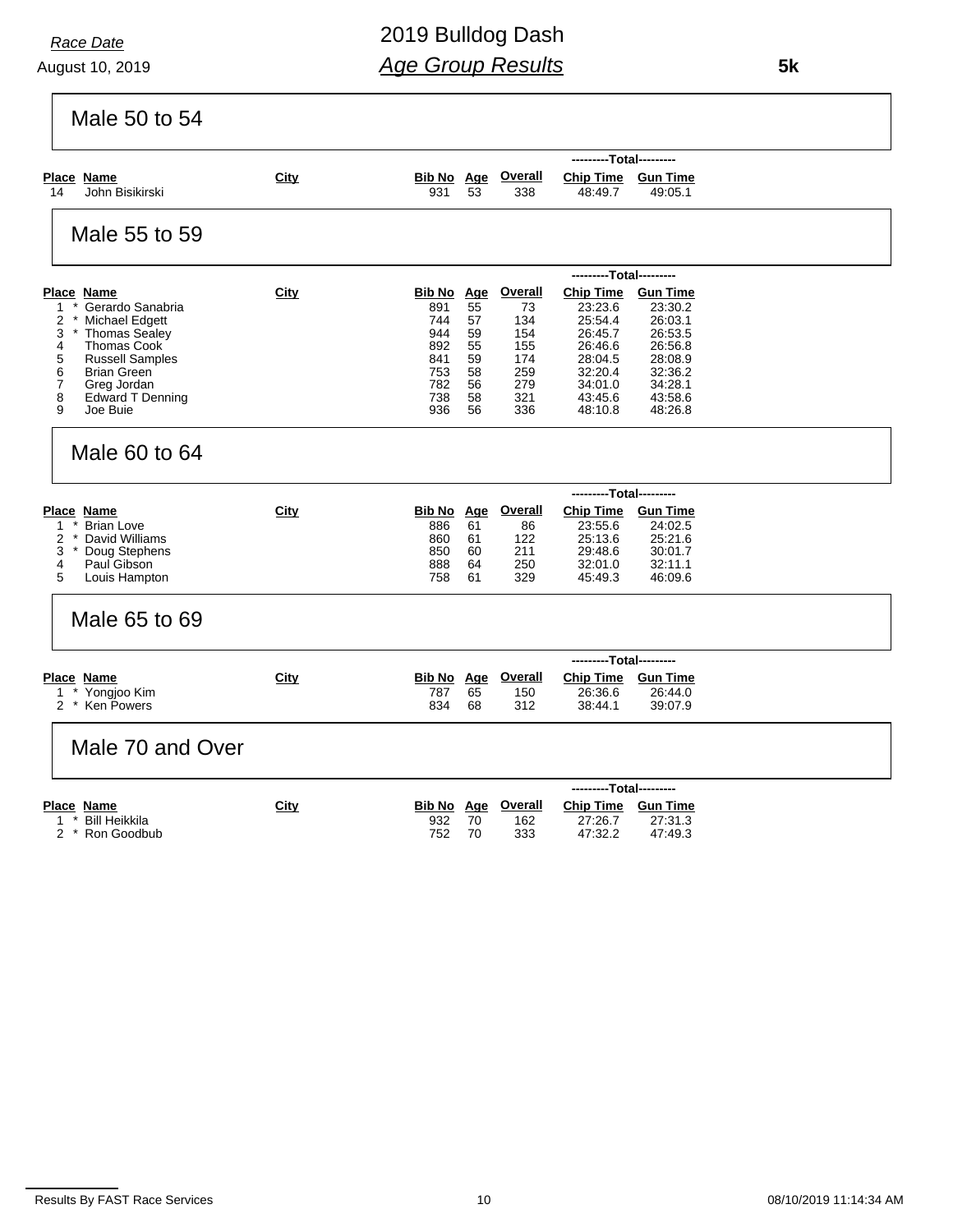Race Date

August 10, 2019

# 2019 Bulldog Dash

## *Age Group Results*

**5k**

## Male 50 to 54

| Place | Name | City | Bib No | Age | Overall | ---------Total--------- Chip Time | Gun Time |
|---|---|---|---|---|---|---|---|
| 14 | John Bisikirski | | 931 | 53 | 338 | 48:49.7 | 49:05.1 |

## Male 55 to 59

| Place | Name | City | Bib No | Age | Overall | ---------Total--------- Chip Time | Gun Time |
|---|---|---|---|---|---|---|---|
| 1 * | Gerardo Sanabria | | 891 | 55 | 73 | 23:23.6 | 23:30.2 |
| 2 * | Michael Edgett | | 744 | 57 | 134 | 25:54.4 | 26:03.1 |
| 3 * | Thomas Sealey | | 944 | 59 | 154 | 26:45.7 | 26:53.5 |
| 4 | Thomas Cook | | 892 | 55 | 155 | 26:46.6 | 26:56.8 |
| 5 | Russell Samples | | 841 | 59 | 174 | 28:04.5 | 28:08.9 |
| 6 | Brian Green | | 753 | 58 | 259 | 32:20.4 | 32:36.2 |
| 7 | Greg Jordan | | 782 | 56 | 279 | 34:01.0 | 34:28.1 |
| 8 | Edward T Denning | | 738 | 58 | 321 | 43:45.6 | 43:58.6 |
| 9 | Joe Buie | | 936 | 56 | 336 | 48:10.8 | 48:26.8 |

## Male 60 to 64

| Place | Name | City | Bib No | Age | Overall | ---------Total--------- Chip Time | Gun Time |
|---|---|---|---|---|---|---|---|
| 1 * | Brian Love | | 886 | 61 | 86 | 23:55.6 | 24:02.5 |
| 2 * | David Williams | | 860 | 61 | 122 | 25:13.6 | 25:21.6 |
| 3 * | Doug Stephens | | 850 | 60 | 211 | 29:48.6 | 30:01.7 |
| 4 | Paul Gibson | | 888 | 64 | 250 | 32:01.0 | 32:11.1 |
| 5 | Louis Hampton | | 758 | 61 | 329 | 45:49.3 | 46:09.6 |

## Male 65 to 69

| Place | Name | City | Bib No | Age | Overall | ---------Total--------- Chip Time | Gun Time |
|---|---|---|---|---|---|---|---|
| 1 * | Yongjoo Kim | | 787 | 65 | 150 | 26:36.6 | 26:44.0 |
| 2 * | Ken Powers | | 834 | 68 | 312 | 38:44.1 | 39:07.9 |

## Male 70 and Over

| Place | Name | City | Bib No | Age | Overall | ---------Total--------- Chip Time | Gun Time |
|---|---|---|---|---|---|---|---|
| 1 * | Bill Heikkila | | 932 | 70 | 162 | 27:26.7 | 27:31.3 |
| 2 * | Ron Goodbub | | 752 | 70 | 333 | 47:32.2 | 47:49.3 |

Results By FAST Race Services 08/10/2019 11:14:34 AM